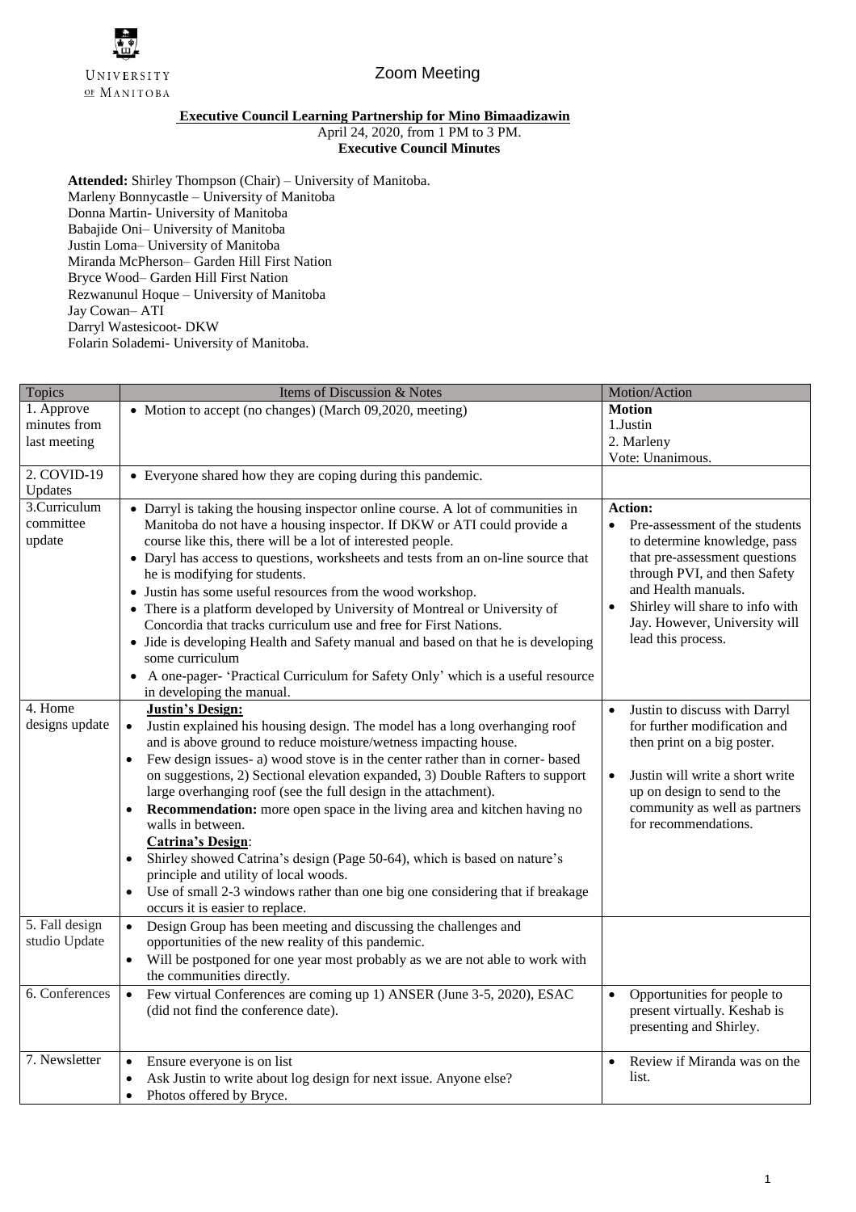UNIVERSITY OF MANITOBA

Zoom Meeting

**Executive Council Learning Partnership for Mino Bimaadizawin**

April 24, 2020, from 1 PM to 3 PM.

**Executive Council Minutes**

**Attended:** Shirley Thompson (Chair) – University of Manitoba.
Marleny Bonnycastle – University of Manitoba
Donna Martin- University of Manitoba
Babajide Oni– University of Manitoba
Justin Loma– University of Manitoba
Miranda McPherson– Garden Hill First Nation
Bryce Wood– Garden Hill First Nation
Rezwanunul Hoque – University of Manitoba
Jay Cowan– ATI
Darryl Wastesicoot- DKW
Folarin Solademi- University of Manitoba.

| Topics | Items of Discussion & Notes | Motion/Action |
|---|---|---|
| 1. Approve minutes from last meeting | • Motion to accept (no changes) (March 09,2020, meeting) | **Motion**<br>1.Justin<br>2. Marleny<br>Vote: Unanimous. |
| 2. COVID-19 Updates | • Everyone shared how they are coping during this pandemic. | |
| 3.Curriculum committee update | • Darryl is taking the housing inspector online course. A lot of communities in Manitoba do not have a housing inspector. If DKW or ATI could provide a course like this, there will be a lot of interested people.<br>• Daryl has access to questions, worksheets and tests from an on-line source that he is modifying for students.<br>• Justin has some useful resources from the wood workshop.<br>• There is a platform developed by University of Montreal or University of Concordia that tracks curriculum use and free for First Nations.<br>• Jide is developing Health and Safety manual and based on that he is developing some curriculum<br>• A one-pager- 'Practical Curriculum for Safety Only' which is a useful resource in developing the manual. | **Action:**<br>• Pre-assessment of the students to determine knowledge, pass that pre-assessment questions through PVI, and then Safety and Health manuals.<br>• Shirley will share to info with Jay. However, University will lead this process. |
| 4. Home designs update | **Justin's Design:**<br>• Justin explained his housing design. The model has a long overhanging roof and is above ground to reduce moisture/wetness impacting house.<br>• Few design issues- a) wood stove is in the center rather than in corner- based on suggestions, 2) Sectional elevation expanded, 3) Double Rafters to support large overhanging roof (see the full design in the attachment).<br>• **Recommendation:** more open space in the living area and kitchen having no walls in between.<br>**Catrina's Design**:<br>• Shirley showed Catrina's design (Page 50-64), which is based on nature's principle and utility of local woods.<br>• Use of small 2-3 windows rather than one big one considering that if breakage occurs it is easier to replace. | • Justin to discuss with Darryl for further modification and then print on a big poster.<br>• Justin will write a short write up on design to send to the community as well as partners for recommendations. |
| 5. Fall design studio Update | • Design Group has been meeting and discussing the challenges and opportunities of the new reality of this pandemic.<br>• Will be postponed for one year most probably as we are not able to work with the communities directly. | |
| 6. Conferences | • Few virtual Conferences are coming up 1) ANSER (June 3-5, 2020), ESAC (did not find the conference date). | • Opportunities for people to present virtually. Keshab is presenting and Shirley. |
| 7. Newsletter | • Ensure everyone is on list<br>• Ask Justin to write about log design for next issue. Anyone else?<br>• Photos offered by Bryce. | • Review if Miranda was on the list. |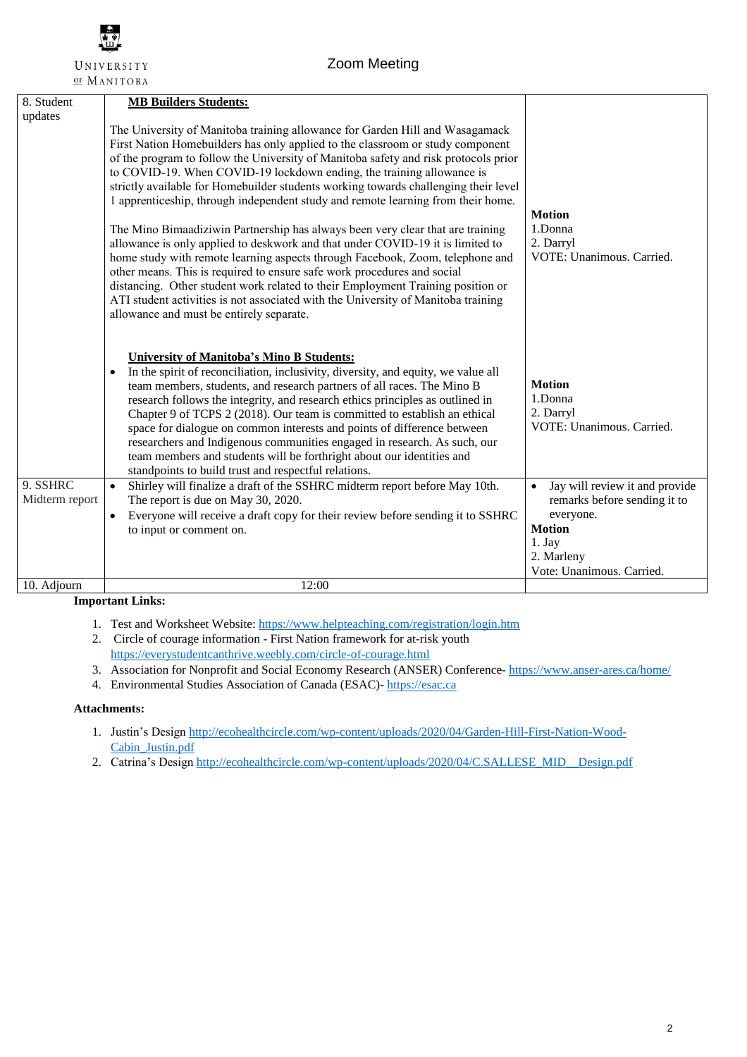| | | |
|---|---|---|
| 8. Student updates | **MB Builders Students:**<br><br>The University of Manitoba training allowance for Garden Hill and Wasagamack First Nation Homebuilders has only applied to the classroom or study component of the program to follow the University of Manitoba safety and risk protocols prior to COVID-19. When COVID-19 lockdown ending, the training allowance is strictly available for Homebuilder students working towards challenging their level 1 apprenticeship, through independent study and remote learning from their home.<br><br>The Mino Bimaadiziwin Partnership has always been very clear that are training allowance is only applied to deskwork and that under COVID-19 it is limited to home study with remote learning aspects through Facebook, Zoom, telephone and other means. This is required to ensure safe work procedures and social distancing. Other student work related to their Employment Training position or ATI student activities is not associated with the University of Manitoba training allowance and must be entirely separate. | **Motion**<br>1.Donna<br>2. Darryl<br>VOTE: Unanimous. Carried. |
| | **University of Manitoba's Mino B Students:**<br>• In the spirit of reconciliation, inclusivity, diversity, and equity, we value all team members, students, and research partners of all races. The Mino B research follows the integrity, and research ethics principles as outlined in Chapter 9 of TCPS 2 (2018). Our team is committed to establish an ethical space for dialogue on common interests and points of difference between researchers and Indigenous communities engaged in research. As such, our team members and students will be forthright about our identities and standpoints to build trust and respectful relations. | **Motion**<br>1.Donna<br>2. Darryl<br>VOTE: Unanimous. Carried. |
| 9. SSHRC Midterm report | • Shirley will finalize a draft of the SSHRC midterm report before May 10th. The report is due on May 30, 2020.<br>• Everyone will receive a draft copy for their review before sending it to SSHRC to input or comment on. | • Jay will review it and provide remarks before sending it to everyone.<br>**Motion**<br>1. Jay<br>2. Marleny<br>Vote: Unanimous. Carried. |
| 10. Adjourn | 12:00 | |

**Important Links:**

1. Test and Worksheet Website: https://www.helpteaching.com/registration/login.htm
2. Circle of courage information - First Nation framework for at-risk youth https://everystudentcanthrive.weebly.com/circle-of-courage.html
3. Association for Nonprofit and Social Economy Research (ANSER) Conference- https://www.anser-ares.ca/home/
4. Environmental Studies Association of Canada (ESAC)- https://esac.ca

**Attachments:**

1. Justin's Design http://ecohealthcircle.com/wp-content/uploads/2020/04/Garden-Hill-First-Nation-Wood-Cabin_Justin.pdf
2. Catrina's Design http://ecohealthcircle.com/wp-content/uploads/2020/04/C.SALLESE_MID__Design.pdf